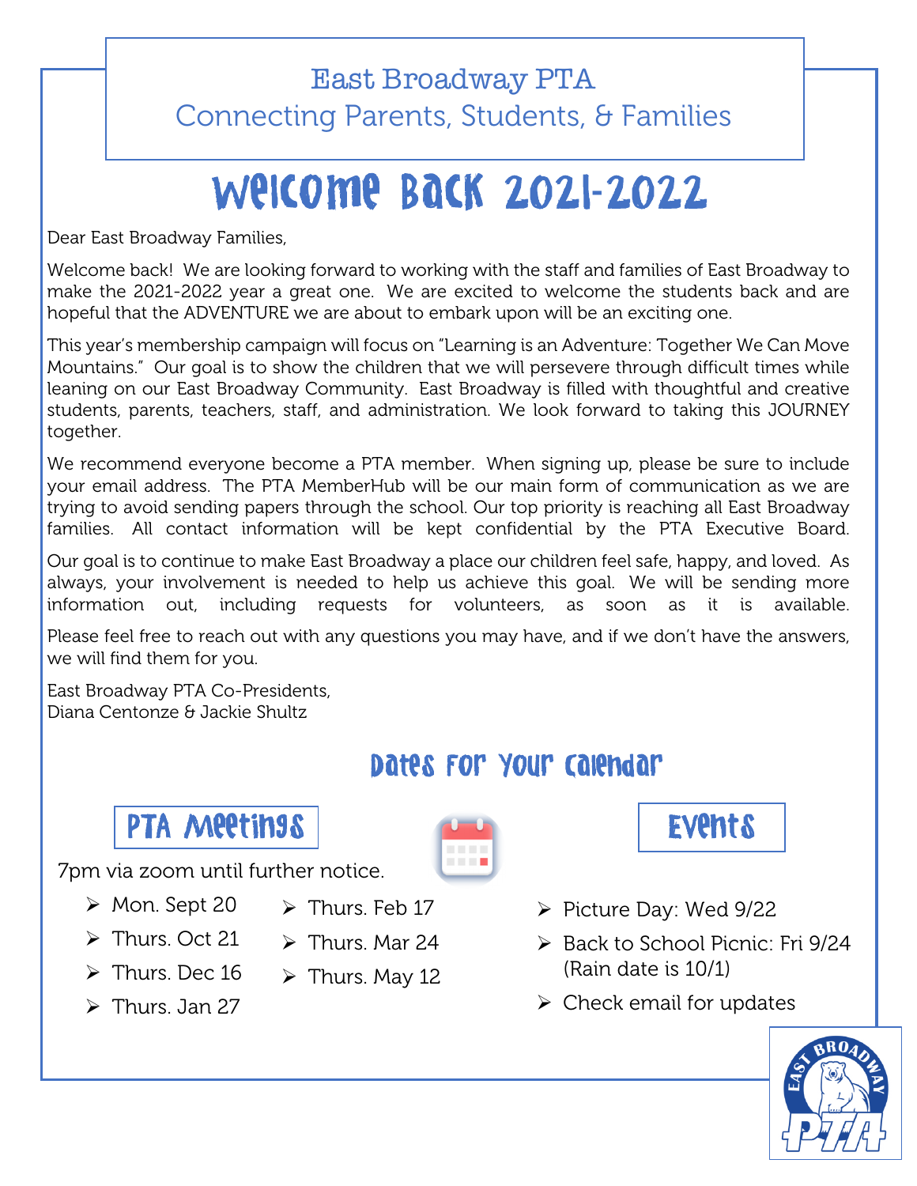East Broadway PTA
Connecting Parents, Students, & Families

# Welcome Back 2021-2022

Dear East Broadway Families,

Welcome back! We are looking forward to working with the staff and families of East Broadway to make the 2021-2022 year a great one. We are excited to welcome the students back and are hopeful that the ADVENTURE we are about to embark upon will be an exciting one.

This year's membership campaign will focus on "Learning is an Adventure: Together We Can Move Mountains." Our goal is to show the children that we will persevere through difficult times while leaning on our East Broadway Community. East Broadway is filled with thoughtful and creative students, parents, teachers, staff, and administration. We look forward to taking this JOURNEY together.

We recommend everyone become a PTA member. When signing up, please be sure to include your email address. The PTA MemberHub will be our main form of communication as we are trying to avoid sending papers through the school. Our top priority is reaching all East Broadway families. All contact information will be kept confidential by the PTA Executive Board.

Our goal is to continue to make East Broadway a place our children feel safe, happy, and loved. As always, your involvement is needed to help us achieve this goal. We will be sending more information out, including requests for volunteers, as soon as it is available.

Please feel free to reach out with any questions you may have, and if we don't have the answers, we will find them for you.

East Broadway PTA Co-Presidents,
Diana Centonze & Jackie Shultz

## Dates for Your Calendar

### PTA Meetings

7pm via zoom until further notice.

- Mon. Sept 20
- Thurs. Oct 21
- Thurs. Dec 16
- Thurs. Jan 27
- Thurs. Feb 17
- Thurs. Mar 24
- Thurs. May 12

### Events

- Picture Day: Wed 9/22
- Back to School Picnic: Fri 9/24 (Rain date is 10/1)
- Check email for updates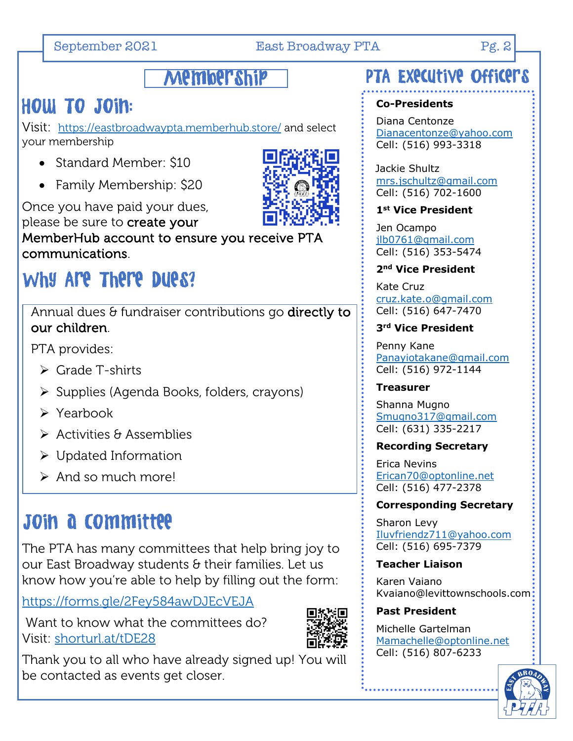# Membership

## How to Join:

Visit: https://eastbroadwaypta.memberhub.store/ and select your membership

- Standard Member: $10
- Family Membership: $20

Once you have paid your dues, please be sure to **create your MemberHub account to ensure you receive PTA communications**.

## Why Are There Dues?

Annual dues & fundraiser contributions go **directly to our children**.

PTA provides:

- Grade T-shirts
- Supplies (Agenda Books, folders, crayons)
- Yearbook
- Activities & Assemblies
- Updated Information
- And so much more!

## Join a Committee

The PTA has many committees that help bring joy to our East Broadway students & their families. Let us know how you're able to help by filling out the form:

https://forms.gle/2Fey584awDJEcVEJA

Want to know what the committees do? Visit: shorturl.at/tDE28

Thank you to all who have already signed up! You will be contacted as events get closer.

## PTA Executive Officers

**Co-Presidents**

Diana Centonze
Dianacentonze@yahoo.com
Cell: (516) 993-3318

Jackie Shultz
mrs.jschultz@gmail.com
Cell: (516) 702-1600

**1st Vice President**

Jen Ocampo
jlb0761@gmail.com
Cell: (516) 353-5474

**2nd Vice President**

Kate Cruz
cruz.kate.o@gmail.com
Cell: (516) 647-7470

**3rd Vice President**

Penny Kane
Panayiotakane@gmail.com
Cell: (516) 972-1144

**Treasurer**

Shanna Mugno
Smugno317@gmail.com
Cell: (631) 335-2217

**Recording Secretary**

Erica Nevins
Erican70@optonline.net
Cell: (516) 477-2378

**Corresponding Secretary**

Sharon Levy
Iluvfriendz711@yahoo.com
Cell: (516) 695-7379

**Teacher Liaison**

Karen Vaiano
Kvaiano@levittownschools.com

**Past President**

Michelle Gartelman
Mamachelle@optonline.net
Cell: (516) 807-6233